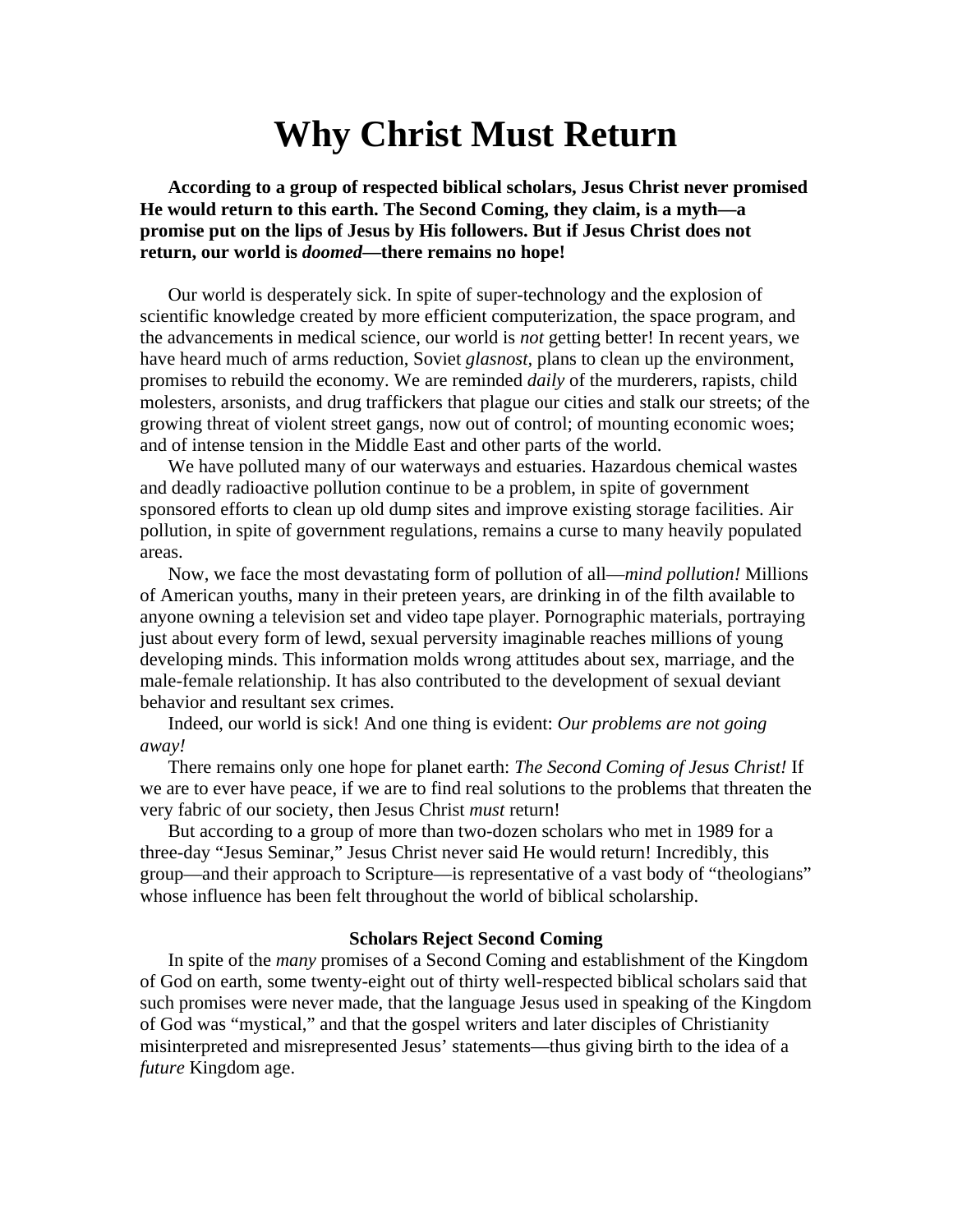# Why Christ Must Return

**According to a group of respected biblical scholars, Jesus Christ never promised He would return to this earth. The Second Coming, they claim, is a myth—a promise put on the lips of Jesus by His followers. But if Jesus Christ does not return, our world is *doomed*—there remains no hope!**

Our world is desperately sick. In spite of super-technology and the explosion of scientific knowledge created by more efficient computerization, the space program, and the advancements in medical science, our world is *not* getting better! In recent years, we have heard much of arms reduction, Soviet *glasnost*, plans to clean up the environment, promises to rebuild the economy. We are reminded *daily* of the murderers, rapists, child molesters, arsonists, and drug traffickers that plague our cities and stalk our streets; of the growing threat of violent street gangs, now out of control; of mounting economic woes; and of intense tension in the Middle East and other parts of the world.

We have polluted many of our waterways and estuaries. Hazardous chemical wastes and deadly radioactive pollution continue to be a problem, in spite of government sponsored efforts to clean up old dump sites and improve existing storage facilities. Air pollution, in spite of government regulations, remains a curse to many heavily populated areas.

Now, we face the most devastating form of pollution of all—*mind pollution!* Millions of American youths, many in their preteen years, are drinking in of the filth available to anyone owning a television set and video tape player. Pornographic materials, portraying just about every form of lewd, sexual perversity imaginable reaches millions of young developing minds. This information molds wrong attitudes about sex, marriage, and the male-female relationship. It has also contributed to the development of sexual deviant behavior and resultant sex crimes.

Indeed, our world is sick! And one thing is evident: *Our problems are not going away!*

There remains only one hope for planet earth: *The Second Coming of Jesus Christ!* If we are to ever have peace, if we are to find real solutions to the problems that threaten the very fabric of our society, then Jesus Christ *must* return!

But according to a group of more than two-dozen scholars who met in 1989 for a three-day "Jesus Seminar," Jesus Christ never said He would return! Incredibly, this group—and their approach to Scripture—is representative of a vast body of "theologians" whose influence has been felt throughout the world of biblical scholarship.

### Scholars Reject Second Coming

In spite of the *many* promises of a Second Coming and establishment of the Kingdom of God on earth, some twenty-eight out of thirty well-respected biblical scholars said that such promises were never made, that the language Jesus used in speaking of the Kingdom of God was "mystical," and that the gospel writers and later disciples of Christianity misinterpreted and misrepresented Jesus' statements—thus giving birth to the idea of a *future* Kingdom age.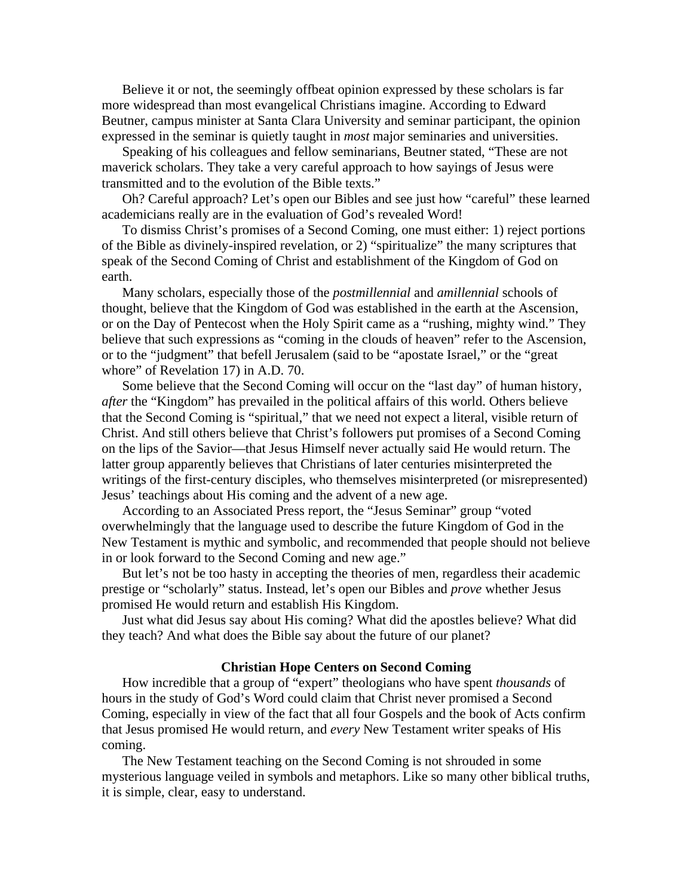Believe it or not, the seemingly offbeat opinion expressed by these scholars is far more widespread than most evangelical Christians imagine. According to Edward Beutner, campus minister at Santa Clara University and seminar participant, the opinion expressed in the seminar is quietly taught in *most* major seminaries and universities.

Speaking of his colleagues and fellow seminarians, Beutner stated, “These are not maverick scholars. They take a very careful approach to how sayings of Jesus were transmitted and to the evolution of the Bible texts.”

Oh? Careful approach? Let’s open our Bibles and see just how “careful” these learned academicians really are in the evaluation of God’s revealed Word!

To dismiss Christ’s promises of a Second Coming, one must either: 1) reject portions of the Bible as divinely-inspired revelation, or 2) “spiritualize” the many scriptures that speak of the Second Coming of Christ and establishment of the Kingdom of God on earth.

Many scholars, especially those of the *postmillennial* and *amillennial* schools of thought, believe that the Kingdom of God was established in the earth at the Ascension, or on the Day of Pentecost when the Holy Spirit came as a “rushing, mighty wind.” They believe that such expressions as “coming in the clouds of heaven” refer to the Ascension, or to the “judgment” that befell Jerusalem (said to be “apostate Israel,” or the “great whore” of Revelation 17) in A.D. 70.

Some believe that the Second Coming will occur on the “last day” of human history, *after* the “Kingdom” has prevailed in the political affairs of this world. Others believe that the Second Coming is “spiritual,” that we need not expect a literal, visible return of Christ. And still others believe that Christ’s followers put promises of a Second Coming on the lips of the Savior—that Jesus Himself never actually said He would return. The latter group apparently believes that Christians of later centuries misinterpreted the writings of the first-century disciples, who themselves misinterpreted (or misrepresented) Jesus’ teachings about His coming and the advent of a new age.

According to an Associated Press report, the “Jesus Seminar” group “voted overwhelmingly that the language used to describe the future Kingdom of God in the New Testament is mythic and symbolic, and recommended that people should not believe in or look forward to the Second Coming and new age.”

But let’s not be too hasty in accepting the theories of men, regardless their academic prestige or “scholarly” status. Instead, let’s open our Bibles and *prove* whether Jesus promised He would return and establish His Kingdom.

Just what did Jesus say about His coming? What did the apostles believe? What did they teach? And what does the Bible say about the future of our planet?

**Christian Hope Centers on Second Coming**

How incredible that a group of “expert” theologians who have spent *thousands* of hours in the study of God’s Word could claim that Christ never promised a Second Coming, especially in view of the fact that all four Gospels and the book of Acts confirm that Jesus promised He would return, and *every* New Testament writer speaks of His coming.

The New Testament teaching on the Second Coming is not shrouded in some mysterious language veiled in symbols and metaphors. Like so many other biblical truths, it is simple, clear, easy to understand.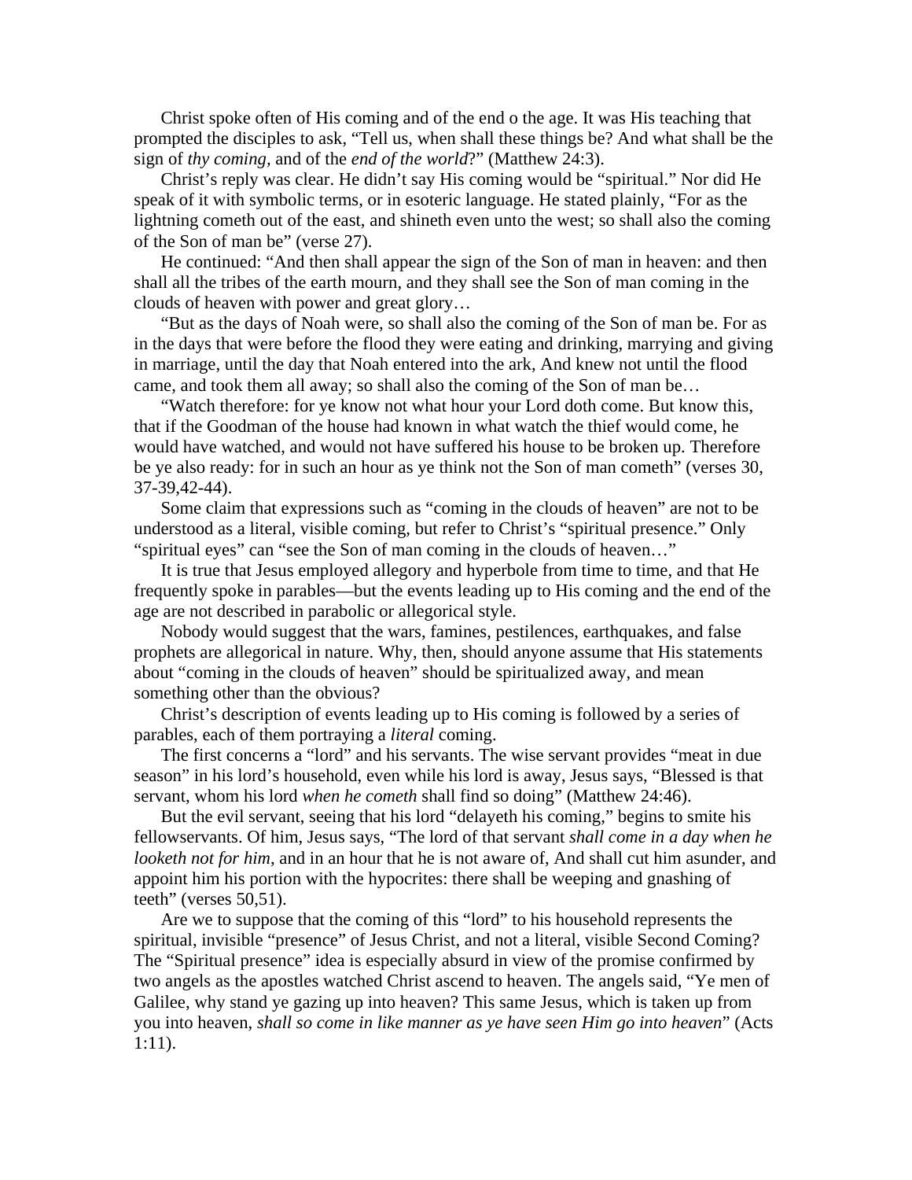Christ spoke often of His coming and of the end o the age. It was His teaching that prompted the disciples to ask, “Tell us, when shall these things be? And what shall be the sign of *thy coming,* and of the *end of the world*?” (Matthew 24:3).

Christ’s reply was clear. He didn’t say His coming would be “spiritual.” Nor did He speak of it with symbolic terms, or in esoteric language. He stated plainly, “For as the lightning cometh out of the east, and shineth even unto the west; so shall also the coming of the Son of man be” (verse 27).

He continued: “And then shall appear the sign of the Son of man in heaven: and then shall all the tribes of the earth mourn, and they shall see the Son of man coming in the clouds of heaven with power and great glory…

“But as the days of Noah were, so shall also the coming of the Son of man be. For as in the days that were before the flood they were eating and drinking, marrying and giving in marriage, until the day that Noah entered into the ark, And knew not until the flood came, and took them all away; so shall also the coming of the Son of man be…

“Watch therefore: for ye know not what hour your Lord doth come. But know this, that if the Goodman of the house had known in what watch the thief would come, he would have watched, and would not have suffered his house to be broken up. Therefore be ye also ready: for in such an hour as ye think not the Son of man cometh” (verses 30, 37-39,42-44).

Some claim that expressions such as “coming in the clouds of heaven” are not to be understood as a literal, visible coming, but refer to Christ’s “spiritual presence.” Only “spiritual eyes” can “see the Son of man coming in the clouds of heaven…”

It is true that Jesus employed allegory and hyperbole from time to time, and that He frequently spoke in parables—but the events leading up to His coming and the end of the age are not described in parabolic or allegorical style.

Nobody would suggest that the wars, famines, pestilences, earthquakes, and false prophets are allegorical in nature. Why, then, should anyone assume that His statements about “coming in the clouds of heaven” should be spiritualized away, and mean something other than the obvious?

Christ’s description of events leading up to His coming is followed by a series of parables, each of them portraying a *literal* coming.

The first concerns a “lord” and his servants. The wise servant provides “meat in due season” in his lord’s household, even while his lord is away, Jesus says, “Blessed is that servant, whom his lord *when he cometh* shall find so doing” (Matthew 24:46).

But the evil servant, seeing that his lord “delayeth his coming,” begins to smite his fellowservants. Of him, Jesus says, “The lord of that servant *shall come in a day when he looketh not for him,* and in an hour that he is not aware of, And shall cut him asunder, and appoint him his portion with the hypocrites: there shall be weeping and gnashing of teeth” (verses 50,51).

Are we to suppose that the coming of this “lord” to his household represents the spiritual, invisible “presence” of Jesus Christ, and not a literal, visible Second Coming? The “Spiritual presence” idea is especially absurd in view of the promise confirmed by two angels as the apostles watched Christ ascend to heaven. The angels said, “Ye men of Galilee, why stand ye gazing up into heaven? This same Jesus, which is taken up from you into heaven, *shall so come in like manner as ye have seen Him go into heaven*” (Acts 1:11).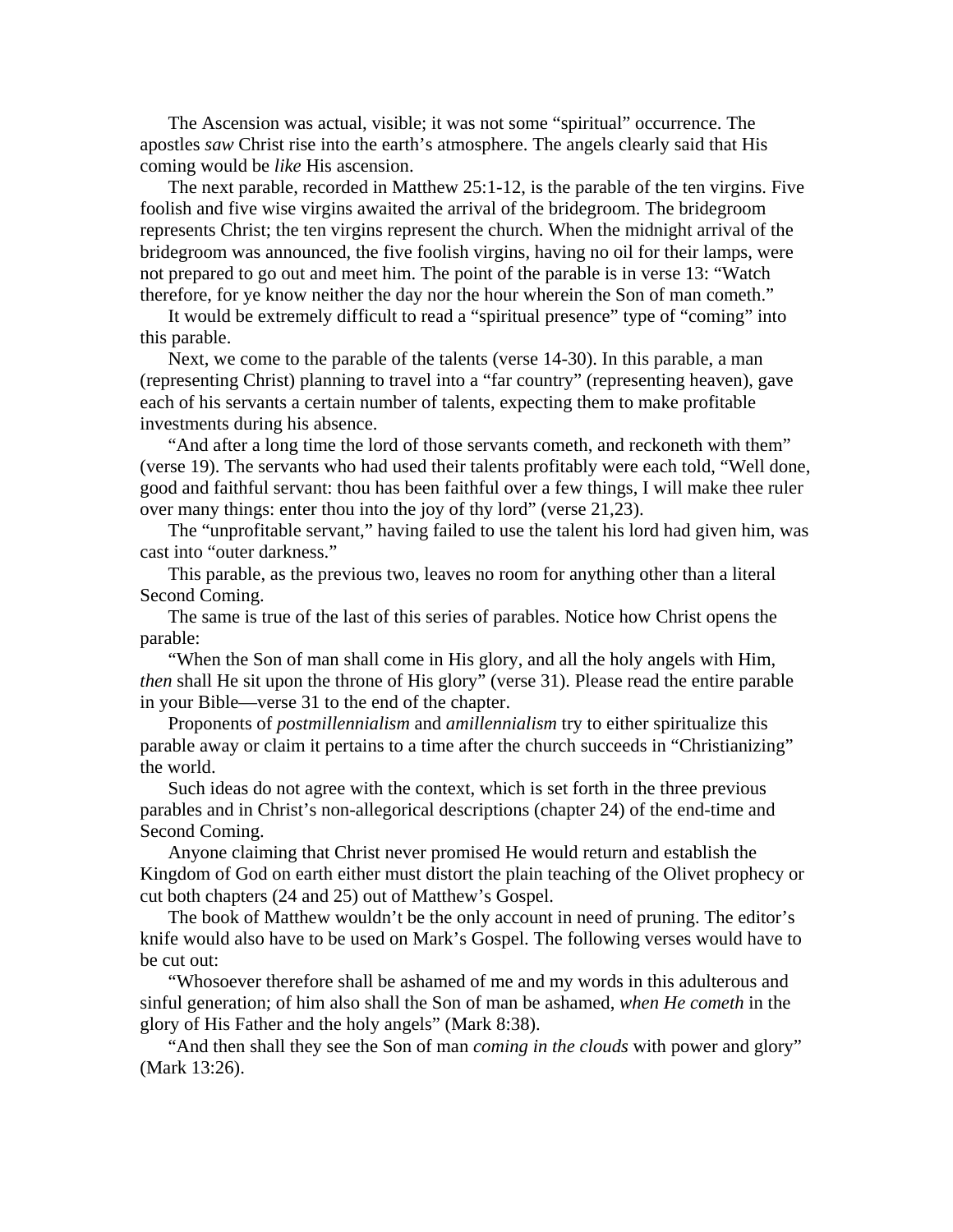The Ascension was actual, visible; it was not some "spiritual" occurrence. The apostles *saw* Christ rise into the earth's atmosphere. The angels clearly said that His coming would be *like* His ascension.

The next parable, recorded in Matthew 25:1-12, is the parable of the ten virgins. Five foolish and five wise virgins awaited the arrival of the bridegroom. The bridegroom represents Christ; the ten virgins represent the church. When the midnight arrival of the bridegroom was announced, the five foolish virgins, having no oil for their lamps, were not prepared to go out and meet him. The point of the parable is in verse 13: "Watch therefore, for ye know neither the day nor the hour wherein the Son of man cometh."

It would be extremely difficult to read a "spiritual presence" type of "coming" into this parable.

Next, we come to the parable of the talents (verse 14-30). In this parable, a man (representing Christ) planning to travel into a "far country" (representing heaven), gave each of his servants a certain number of talents, expecting them to make profitable investments during his absence.

"And after a long time the lord of those servants cometh, and reckoneth with them" (verse 19). The servants who had used their talents profitably were each told, "Well done, good and faithful servant: thou has been faithful over a few things, I will make thee ruler over many things: enter thou into the joy of thy lord" (verse 21,23).

The "unprofitable servant," having failed to use the talent his lord had given him, was cast into "outer darkness."

This parable, as the previous two, leaves no room for anything other than a literal Second Coming.

The same is true of the last of this series of parables. Notice how Christ opens the parable:

"When the Son of man shall come in His glory, and all the holy angels with Him, *then* shall He sit upon the throne of His glory" (verse 31). Please read the entire parable in your Bible—verse 31 to the end of the chapter.

Proponents of *postmillennialism* and *amillennialism* try to either spiritualize this parable away or claim it pertains to a time after the church succeeds in "Christianizing" the world.

Such ideas do not agree with the context, which is set forth in the three previous parables and in Christ's non-allegorical descriptions (chapter 24) of the end-time and Second Coming.

Anyone claiming that Christ never promised He would return and establish the Kingdom of God on earth either must distort the plain teaching of the Olivet prophecy or cut both chapters (24 and 25) out of Matthew's Gospel.

The book of Matthew wouldn't be the only account in need of pruning. The editor's knife would also have to be used on Mark's Gospel. The following verses would have to be cut out:

"Whosoever therefore shall be ashamed of me and my words in this adulterous and sinful generation; of him also shall the Son of man be ashamed, *when He cometh* in the glory of His Father and the holy angels" (Mark 8:38).

"And then shall they see the Son of man *coming in the clouds* with power and glory" (Mark 13:26).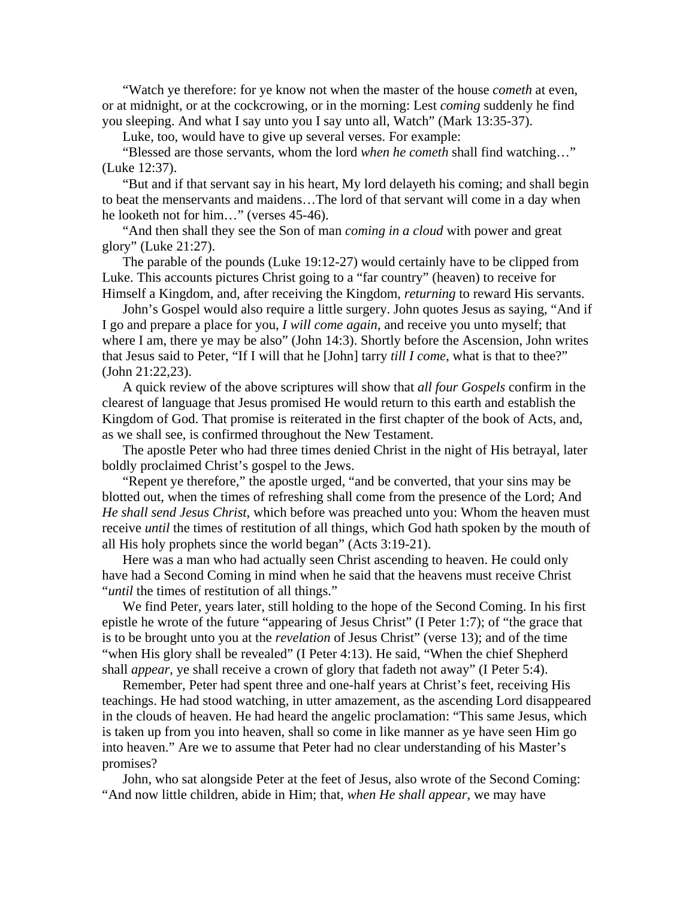"Watch ye therefore: for ye know not when the master of the house *cometh* at even, or at midnight, or at the cockcrowing, or in the morning: Lest *coming* suddenly he find you sleeping. And what I say unto you I say unto all, Watch" (Mark 13:35-37).

Luke, too, would have to give up several verses. For example:

"Blessed are those servants, whom the lord *when he cometh* shall find watching…" (Luke 12:37).

"But and if that servant say in his heart, My lord delayeth his coming; and shall begin to beat the menservants and maidens…The lord of that servant will come in a day when he looketh not for him…" (verses 45-46).

"And then shall they see the Son of man *coming in a cloud* with power and great glory" (Luke 21:27).

The parable of the pounds (Luke 19:12-27) would certainly have to be clipped from Luke. This accounts pictures Christ going to a "far country" (heaven) to receive for Himself a Kingdom, and, after receiving the Kingdom, *returning* to reward His servants.

John's Gospel would also require a little surgery. John quotes Jesus as saying, "And if I go and prepare a place for you, *I will come again*, and receive you unto myself; that where I am, there ye may be also" (John 14:3). Shortly before the Ascension, John writes that Jesus said to Peter, "If I will that he [John] tarry *till I come*, what is that to thee?" (John 21:22,23).

A quick review of the above scriptures will show that *all four Gospels* confirm in the clearest of language that Jesus promised He would return to this earth and establish the Kingdom of God. That promise is reiterated in the first chapter of the book of Acts, and, as we shall see, is confirmed throughout the New Testament.

The apostle Peter who had three times denied Christ in the night of His betrayal, later boldly proclaimed Christ's gospel to the Jews.

"Repent ye therefore," the apostle urged, "and be converted, that your sins may be blotted out, when the times of refreshing shall come from the presence of the Lord; And *He shall send Jesus Christ*, which before was preached unto you: Whom the heaven must receive *until* the times of restitution of all things, which God hath spoken by the mouth of all His holy prophets since the world began" (Acts 3:19-21).

Here was a man who had actually seen Christ ascending to heaven. He could only have had a Second Coming in mind when he said that the heavens must receive Christ "*until* the times of restitution of all things."

We find Peter, years later, still holding to the hope of the Second Coming. In his first epistle he wrote of the future "appearing of Jesus Christ" (I Peter 1:7); of "the grace that is to be brought unto you at the *revelation* of Jesus Christ" (verse 13); and of the time "when His glory shall be revealed" (I Peter 4:13). He said, "When the chief Shepherd shall *appear*, ye shall receive a crown of glory that fadeth not away" (I Peter 5:4).

Remember, Peter had spent three and one-half years at Christ's feet, receiving His teachings. He had stood watching, in utter amazement, as the ascending Lord disappeared in the clouds of heaven. He had heard the angelic proclamation: "This same Jesus, which is taken up from you into heaven, shall so come in like manner as ye have seen Him go into heaven." Are we to assume that Peter had no clear understanding of his Master's promises?

John, who sat alongside Peter at the feet of Jesus, also wrote of the Second Coming: "And now little children, abide in Him; that, *when He shall appear*, we may have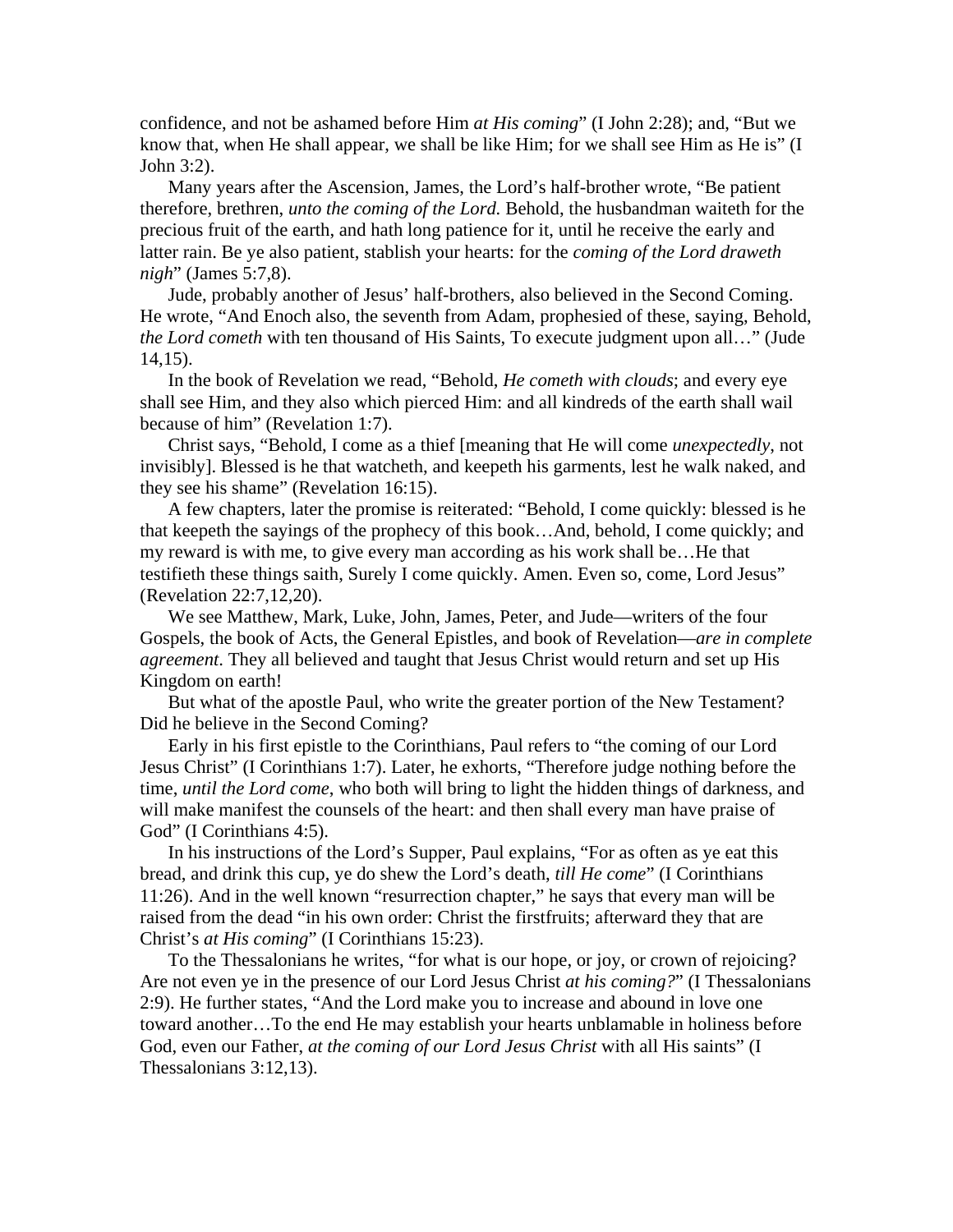confidence, and not be ashamed before Him *at His coming*" (I John 2:28); and, "But we know that, when He shall appear, we shall be like Him; for we shall see Him as He is" (I John 3:2).

Many years after the Ascension, James, the Lord's half-brother wrote, "Be patient therefore, brethren, *unto the coming of the Lord.* Behold, the husbandman waiteth for the precious fruit of the earth, and hath long patience for it, until he receive the early and latter rain. Be ye also patient, stablish your hearts: for the *coming of the Lord draweth nigh*" (James 5:7,8).

Jude, probably another of Jesus' half-brothers, also believed in the Second Coming. He wrote, "And Enoch also, the seventh from Adam, prophesied of these, saying, Behold, *the Lord cometh* with ten thousand of His Saints, To execute judgment upon all…" (Jude 14,15).

In the book of Revelation we read, "Behold, *He cometh with clouds*; and every eye shall see Him, and they also which pierced Him: and all kindreds of the earth shall wail because of him" (Revelation 1:7).

Christ says, "Behold, I come as a thief [meaning that He will come *unexpectedly*, not invisibly]. Blessed is he that watcheth, and keepeth his garments, lest he walk naked, and they see his shame" (Revelation 16:15).

A few chapters, later the promise is reiterated: "Behold, I come quickly: blessed is he that keepeth the sayings of the prophecy of this book…And, behold, I come quickly; and my reward is with me, to give every man according as his work shall be…He that testifieth these things saith, Surely I come quickly. Amen. Even so, come, Lord Jesus" (Revelation 22:7,12,20).

We see Matthew, Mark, Luke, John, James, Peter, and Jude—writers of the four Gospels, the book of Acts, the General Epistles, and book of Revelation—*are in complete agreement*. They all believed and taught that Jesus Christ would return and set up His Kingdom on earth!

But what of the apostle Paul, who write the greater portion of the New Testament? Did he believe in the Second Coming?

Early in his first epistle to the Corinthians, Paul refers to "the coming of our Lord Jesus Christ" (I Corinthians 1:7). Later, he exhorts, "Therefore judge nothing before the time, *until the Lord come*, who both will bring to light the hidden things of darkness, and will make manifest the counsels of the heart: and then shall every man have praise of God" (I Corinthians 4:5).

In his instructions of the Lord's Supper, Paul explains, "For as often as ye eat this bread, and drink this cup, ye do shew the Lord's death, *till He come*" (I Corinthians 11:26). And in the well known "resurrection chapter," he says that every man will be raised from the dead "in his own order: Christ the firstfruits; afterward they that are Christ's *at His coming*" (I Corinthians 15:23).

To the Thessalonians he writes, "for what is our hope, or joy, or crown of rejoicing? Are not even ye in the presence of our Lord Jesus Christ *at his coming?*" (I Thessalonians 2:9). He further states, "And the Lord make you to increase and abound in love one toward another…To the end He may establish your hearts unblamable in holiness before God, even our Father, *at the coming of our Lord Jesus Christ* with all His saints" (I Thessalonians 3:12,13).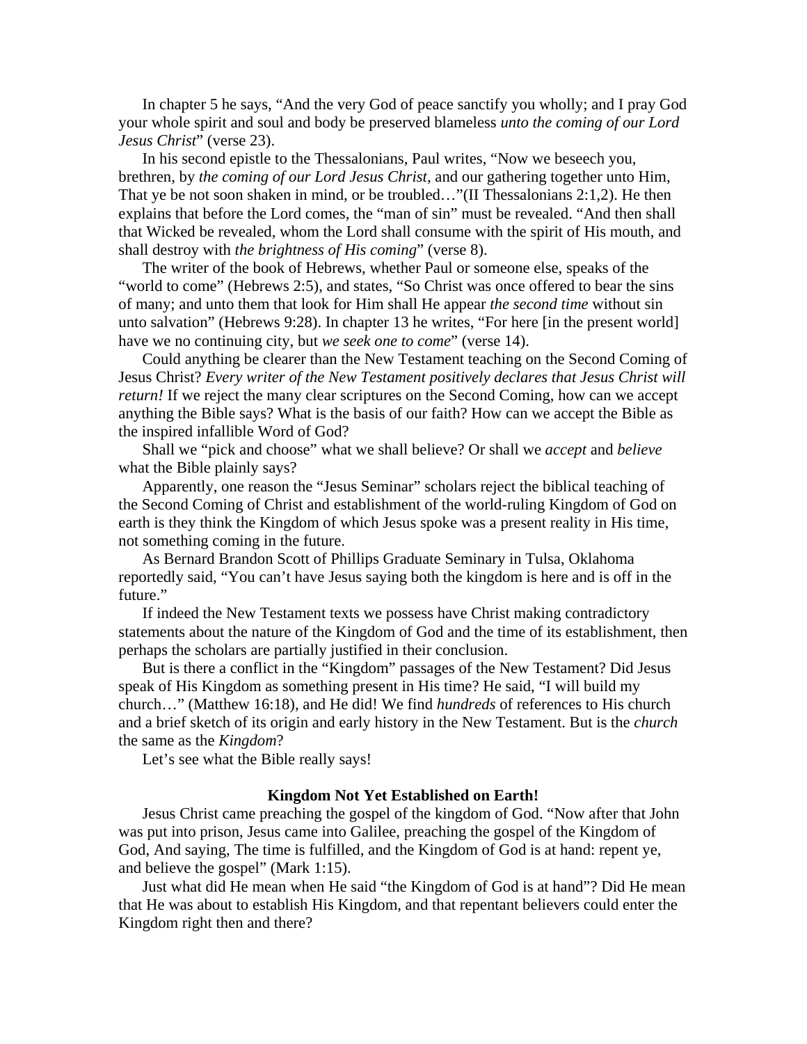In chapter 5 he says, "And the very God of peace sanctify you wholly; and I pray God your whole spirit and soul and body be preserved blameless *unto the coming of our Lord Jesus Christ*" (verse 23).

In his second epistle to the Thessalonians, Paul writes, "Now we beseech you, brethren, by *the coming of our Lord Jesus Christ,* and our gathering together unto Him, That ye be not soon shaken in mind, or be troubled…"(II Thessalonians 2:1,2). He then explains that before the Lord comes, the "man of sin" must be revealed. "And then shall that Wicked be revealed, whom the Lord shall consume with the spirit of His mouth, and shall destroy with *the brightness of His coming*" (verse 8).

The writer of the book of Hebrews, whether Paul or someone else, speaks of the "world to come" (Hebrews 2:5), and states, "So Christ was once offered to bear the sins of many; and unto them that look for Him shall He appear *the second time* without sin unto salvation" (Hebrews 9:28). In chapter 13 he writes, "For here [in the present world] have we no continuing city, but *we seek one to come*" (verse 14).

Could anything be clearer than the New Testament teaching on the Second Coming of Jesus Christ? *Every writer of the New Testament positively declares that Jesus Christ will return!* If we reject the many clear scriptures on the Second Coming, how can we accept anything the Bible says? What is the basis of our faith? How can we accept the Bible as the inspired infallible Word of God?

Shall we "pick and choose" what we shall believe? Or shall we *accept* and *believe* what the Bible plainly says?

Apparently, one reason the "Jesus Seminar" scholars reject the biblical teaching of the Second Coming of Christ and establishment of the world-ruling Kingdom of God on earth is they think the Kingdom of which Jesus spoke was a present reality in His time, not something coming in the future.

As Bernard Brandon Scott of Phillips Graduate Seminary in Tulsa, Oklahoma reportedly said, "You can't have Jesus saying both the kingdom is here and is off in the future."

If indeed the New Testament texts we possess have Christ making contradictory statements about the nature of the Kingdom of God and the time of its establishment, then perhaps the scholars are partially justified in their conclusion.

But is there a conflict in the "Kingdom" passages of the New Testament? Did Jesus speak of His Kingdom as something present in His time? He said, "I will build my church…" (Matthew 16:18), and He did! We find *hundreds* of references to His church and a brief sketch of its origin and early history in the New Testament. But is the *church* the same as the *Kingdom*?

Let's see what the Bible really says!

### Kingdom Not Yet Established on Earth!

Jesus Christ came preaching the gospel of the kingdom of God. "Now after that John was put into prison, Jesus came into Galilee, preaching the gospel of the Kingdom of God, And saying, The time is fulfilled, and the Kingdom of God is at hand: repent ye, and believe the gospel" (Mark 1:15).

Just what did He mean when He said "the Kingdom of God is at hand"? Did He mean that He was about to establish His Kingdom, and that repentant believers could enter the Kingdom right then and there?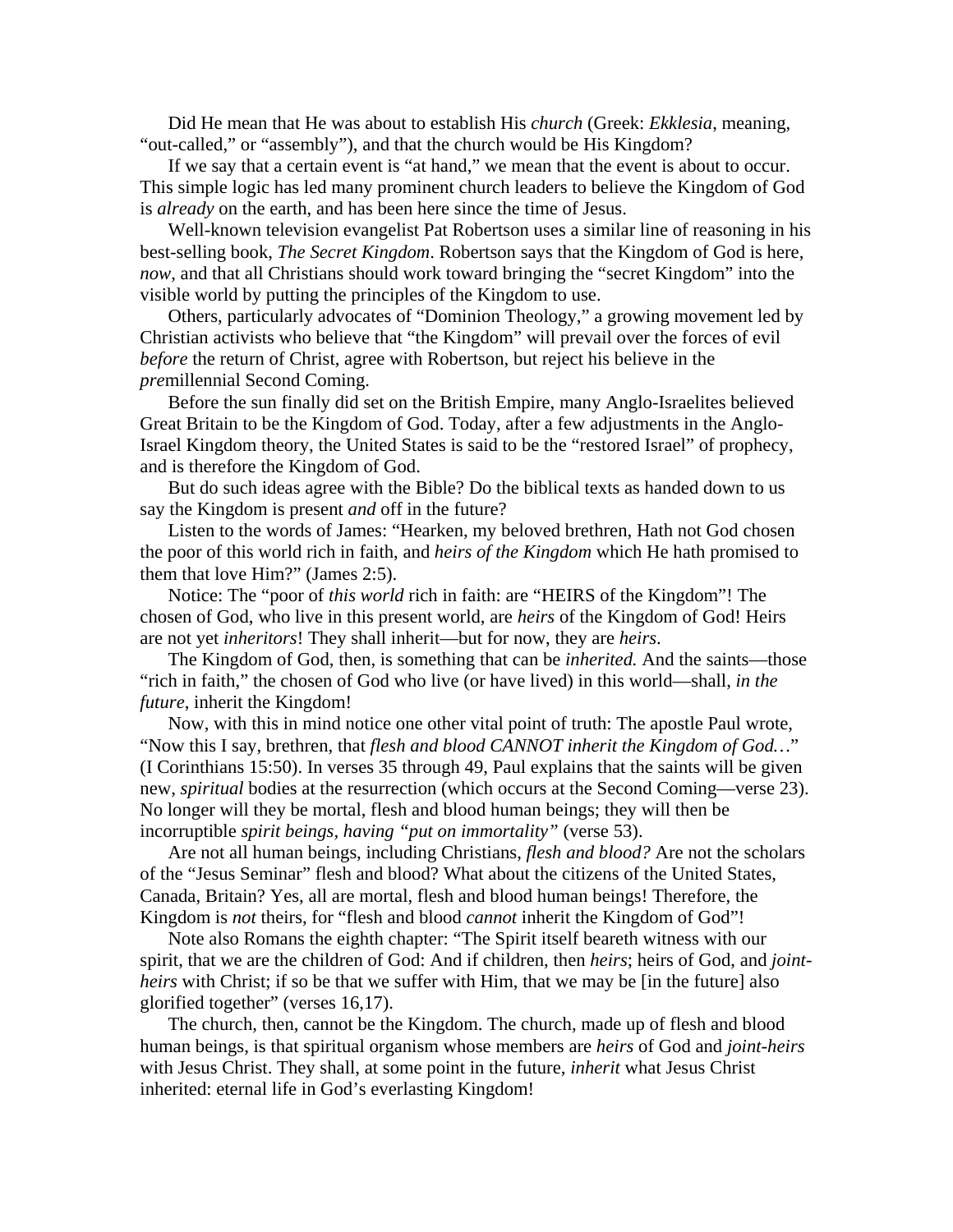Did He mean that He was about to establish His *church* (Greek: *Ekklesia*, meaning, "out-called," or "assembly"), and that the church would be His Kingdom?

If we say that a certain event is "at hand," we mean that the event is about to occur. This simple logic has led many prominent church leaders to believe the Kingdom of God is *already* on the earth, and has been here since the time of Jesus.

Well-known television evangelist Pat Robertson uses a similar line of reasoning in his best-selling book, *The Secret Kingdom*. Robertson says that the Kingdom of God is here, *now*, and that all Christians should work toward bringing the "secret Kingdom" into the visible world by putting the principles of the Kingdom to use.

Others, particularly advocates of "Dominion Theology," a growing movement led by Christian activists who believe that "the Kingdom" will prevail over the forces of evil *before* the return of Christ, agree with Robertson, but reject his believe in the *pre*millennial Second Coming.

Before the sun finally did set on the British Empire, many Anglo-Israelites believed Great Britain to be the Kingdom of God. Today, after a few adjustments in the Anglo-Israel Kingdom theory, the United States is said to be the "restored Israel" of prophecy, and is therefore the Kingdom of God.

But do such ideas agree with the Bible? Do the biblical texts as handed down to us say the Kingdom is present *and* off in the future?

Listen to the words of James: "Hearken, my beloved brethren, Hath not God chosen the poor of this world rich in faith, and *heirs of the Kingdom* which He hath promised to them that love Him?" (James 2:5).

Notice: The "poor of *this world* rich in faith: are "HEIRS of the Kingdom"! The chosen of God, who live in this present world, are *heirs* of the Kingdom of God! Heirs are not yet *inheritors*! They shall inherit—but for now, they are *heirs*.

The Kingdom of God, then, is something that can be *inherited.* And the saints—those "rich in faith," the chosen of God who live (or have lived) in this world—shall, *in the future*, inherit the Kingdom!

Now, with this in mind notice one other vital point of truth: The apostle Paul wrote, "Now this I say, brethren, that *flesh and blood CANNOT inherit the Kingdom of God…*" (I Corinthians 15:50). In verses 35 through 49, Paul explains that the saints will be given new, *spiritual* bodies at the resurrection (which occurs at the Second Coming—verse 23). No longer will they be mortal, flesh and blood human beings; they will then be incorruptible *spirit beings, having "put on immortality"* (verse 53).

Are not all human beings, including Christians, *flesh and blood?* Are not the scholars of the "Jesus Seminar" flesh and blood? What about the citizens of the United States, Canada, Britain? Yes, all are mortal, flesh and blood human beings! Therefore, the Kingdom is *not* theirs, for "flesh and blood *cannot* inherit the Kingdom of God"!

Note also Romans the eighth chapter: "The Spirit itself beareth witness with our spirit, that we are the children of God: And if children, then *heirs*; heirs of God, and *joint-heirs* with Christ; if so be that we suffer with Him, that we may be [in the future] also glorified together" (verses 16,17).

The church, then, cannot be the Kingdom. The church, made up of flesh and blood human beings, is that spiritual organism whose members are *heirs* of God and *joint-heirs* with Jesus Christ. They shall, at some point in the future, *inherit* what Jesus Christ inherited: eternal life in God's everlasting Kingdom!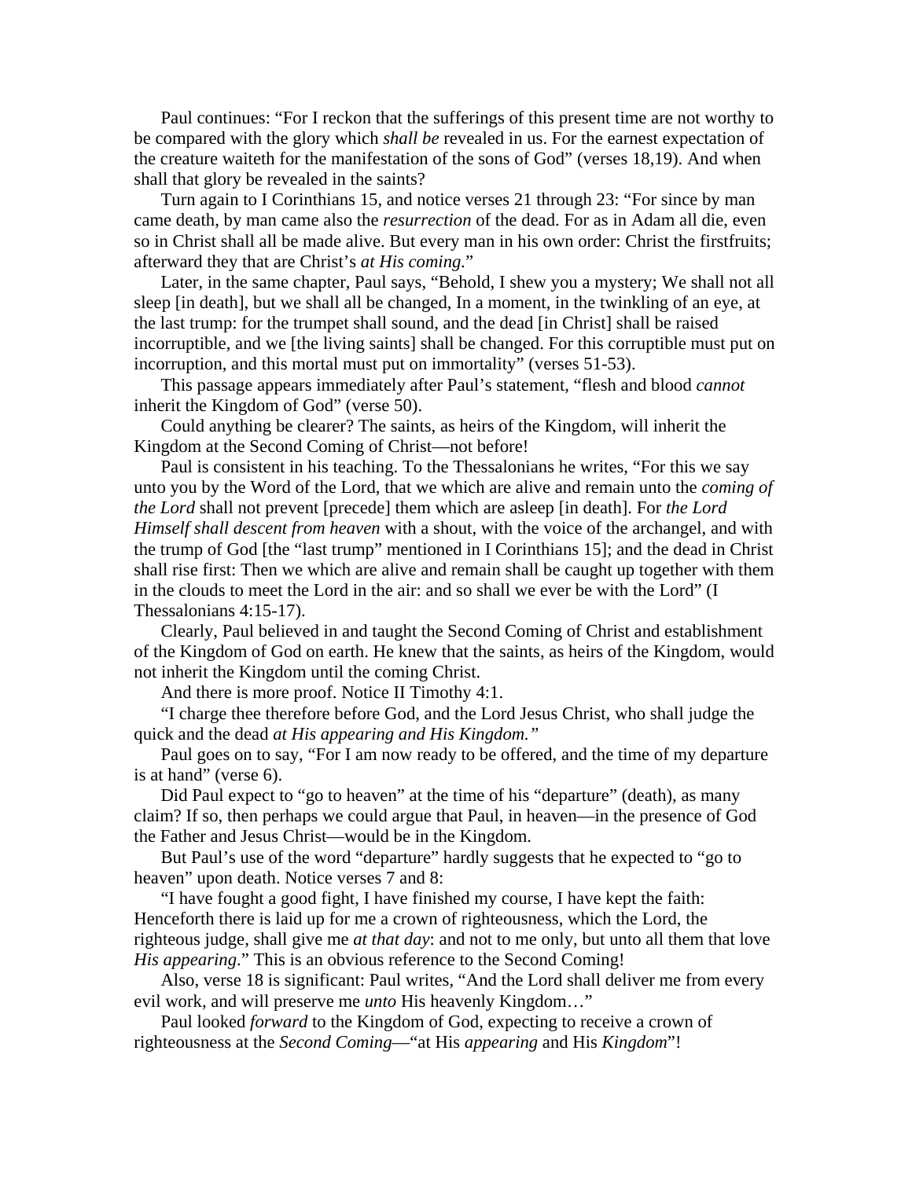Paul continues: "For I reckon that the sufferings of this present time are not worthy to be compared with the glory which *shall be* revealed in us. For the earnest expectation of the creature waiteth for the manifestation of the sons of God" (verses 18,19). And when shall that glory be revealed in the saints?

Turn again to I Corinthians 15, and notice verses 21 through 23: "For since by man came death, by man came also the *resurrection* of the dead. For as in Adam all die, even so in Christ shall all be made alive. But every man in his own order: Christ the firstfruits; afterward they that are Christ's *at His coming.*"

Later, in the same chapter, Paul says, "Behold, I shew you a mystery; We shall not all sleep [in death], but we shall all be changed, In a moment, in the twinkling of an eye, at the last trump: for the trumpet shall sound, and the dead [in Christ] shall be raised incorruptible, and we [the living saints] shall be changed. For this corruptible must put on incorruption, and this mortal must put on immortality" (verses 51-53).

This passage appears immediately after Paul's statement, "flesh and blood *cannot* inherit the Kingdom of God" (verse 50).

Could anything be clearer? The saints, as heirs of the Kingdom, will inherit the Kingdom at the Second Coming of Christ—not before!

Paul is consistent in his teaching. To the Thessalonians he writes, "For this we say unto you by the Word of the Lord, that we which are alive and remain unto the *coming of the Lord* shall not prevent [precede] them which are asleep [in death]. For *the Lord Himself shall descent from heaven* with a shout, with the voice of the archangel, and with the trump of God [the "last trump" mentioned in I Corinthians 15]; and the dead in Christ shall rise first: Then we which are alive and remain shall be caught up together with them in the clouds to meet the Lord in the air: and so shall we ever be with the Lord" (I Thessalonians 4:15-17).

Clearly, Paul believed in and taught the Second Coming of Christ and establishment of the Kingdom of God on earth. He knew that the saints, as heirs of the Kingdom, would not inherit the Kingdom until the coming Christ.

And there is more proof. Notice II Timothy 4:1.

"I charge thee therefore before God, and the Lord Jesus Christ, who shall judge the quick and the dead *at His appearing and His Kingdom."*

Paul goes on to say, "For I am now ready to be offered, and the time of my departure is at hand" (verse 6).

Did Paul expect to "go to heaven" at the time of his "departure" (death), as many claim? If so, then perhaps we could argue that Paul, in heaven—in the presence of God the Father and Jesus Christ—would be in the Kingdom.

But Paul's use of the word "departure" hardly suggests that he expected to "go to heaven" upon death. Notice verses 7 and 8:

"I have fought a good fight, I have finished my course, I have kept the faith: Henceforth there is laid up for me a crown of righteousness, which the Lord, the righteous judge, shall give me *at that day*: and not to me only, but unto all them that love *His appearing*." This is an obvious reference to the Second Coming!

Also, verse 18 is significant: Paul writes, "And the Lord shall deliver me from every evil work, and will preserve me *unto* His heavenly Kingdom…"

Paul looked *forward* to the Kingdom of God, expecting to receive a crown of righteousness at the *Second Coming*—"at His *appearing* and His *Kingdom*"!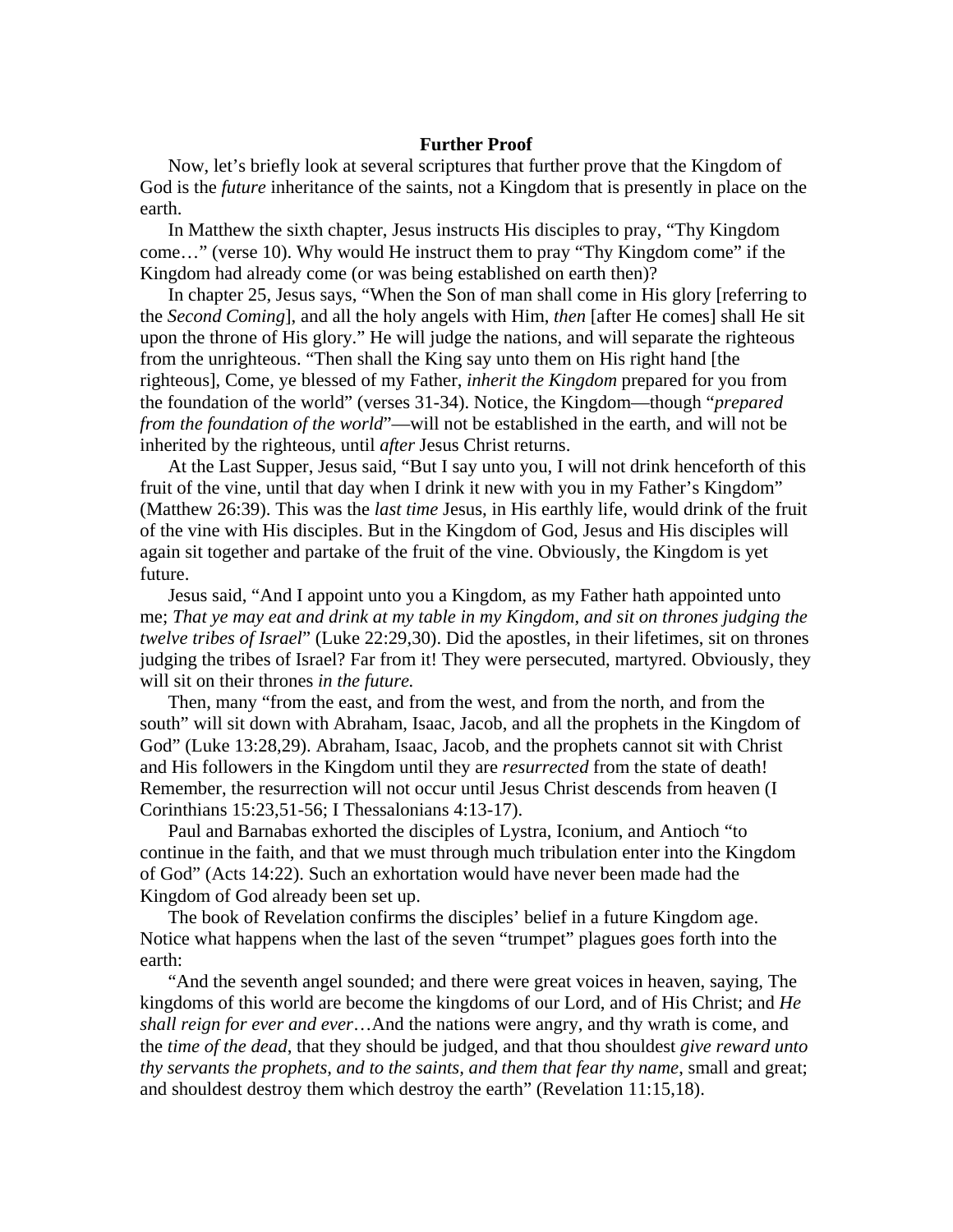**Further Proof**

Now, let’s briefly look at several scriptures that further prove that the Kingdom of God is the *future* inheritance of the saints, not a Kingdom that is presently in place on the earth.

In Matthew the sixth chapter, Jesus instructs His disciples to pray, “Thy Kingdom come…” (verse 10). Why would He instruct them to pray “Thy Kingdom come” if the Kingdom had already come (or was being established on earth then)?

In chapter 25, Jesus says, “When the Son of man shall come in His glory [referring to the *Second Coming*], and all the holy angels with Him, *then* [after He comes] shall He sit upon the throne of His glory.” He will judge the nations, and will separate the righteous from the unrighteous. “Then shall the King say unto them on His right hand [the righteous], Come, ye blessed of my Father, *inherit the Kingdom* prepared for you from the foundation of the world” (verses 31-34). Notice, the Kingdom—though “*prepared from the foundation of the world*”—will not be established in the earth, and will not be inherited by the righteous, until *after* Jesus Christ returns.

At the Last Supper, Jesus said, “But I say unto you, I will not drink henceforth of this fruit of the vine, until that day when I drink it new with you in my Father’s Kingdom” (Matthew 26:39). This was the *last time* Jesus, in His earthly life, would drink of the fruit of the vine with His disciples. But in the Kingdom of God, Jesus and His disciples will again sit together and partake of the fruit of the vine. Obviously, the Kingdom is yet future.

Jesus said, “And I appoint unto you a Kingdom, as my Father hath appointed unto me; *That ye may eat and drink at my table in my Kingdom, and sit on thrones judging the twelve tribes of Israel*” (Luke 22:29,30). Did the apostles, in their lifetimes, sit on thrones judging the tribes of Israel? Far from it! They were persecuted, martyred. Obviously, they will sit on their thrones *in the future.*

Then, many “from the east, and from the west, and from the north, and from the south” will sit down with Abraham, Isaac, Jacob, and all the prophets in the Kingdom of God” (Luke 13:28,29). Abraham, Isaac, Jacob, and the prophets cannot sit with Christ and His followers in the Kingdom until they are *resurrected* from the state of death! Remember, the resurrection will not occur until Jesus Christ descends from heaven (I Corinthians 15:23,51-56; I Thessalonians 4:13-17).

Paul and Barnabas exhorted the disciples of Lystra, Iconium, and Antioch “to continue in the faith, and that we must through much tribulation enter into the Kingdom of God” (Acts 14:22). Such an exhortation would have never been made had the Kingdom of God already been set up.

The book of Revelation confirms the disciples’ belief in a future Kingdom age. Notice what happens when the last of the seven “trumpet” plagues goes forth into the earth:

“And the seventh angel sounded; and there were great voices in heaven, saying, The kingdoms of this world are become the kingdoms of our Lord, and of His Christ; and *He shall reign for ever and ever*…And the nations were angry, and thy wrath is come, and the *time of the dead*, that they should be judged, and that thou shouldest *give reward unto thy servants the prophets, and to the saints, and them that fear thy name*, small and great; and shouldest destroy them which destroy the earth” (Revelation 11:15,18).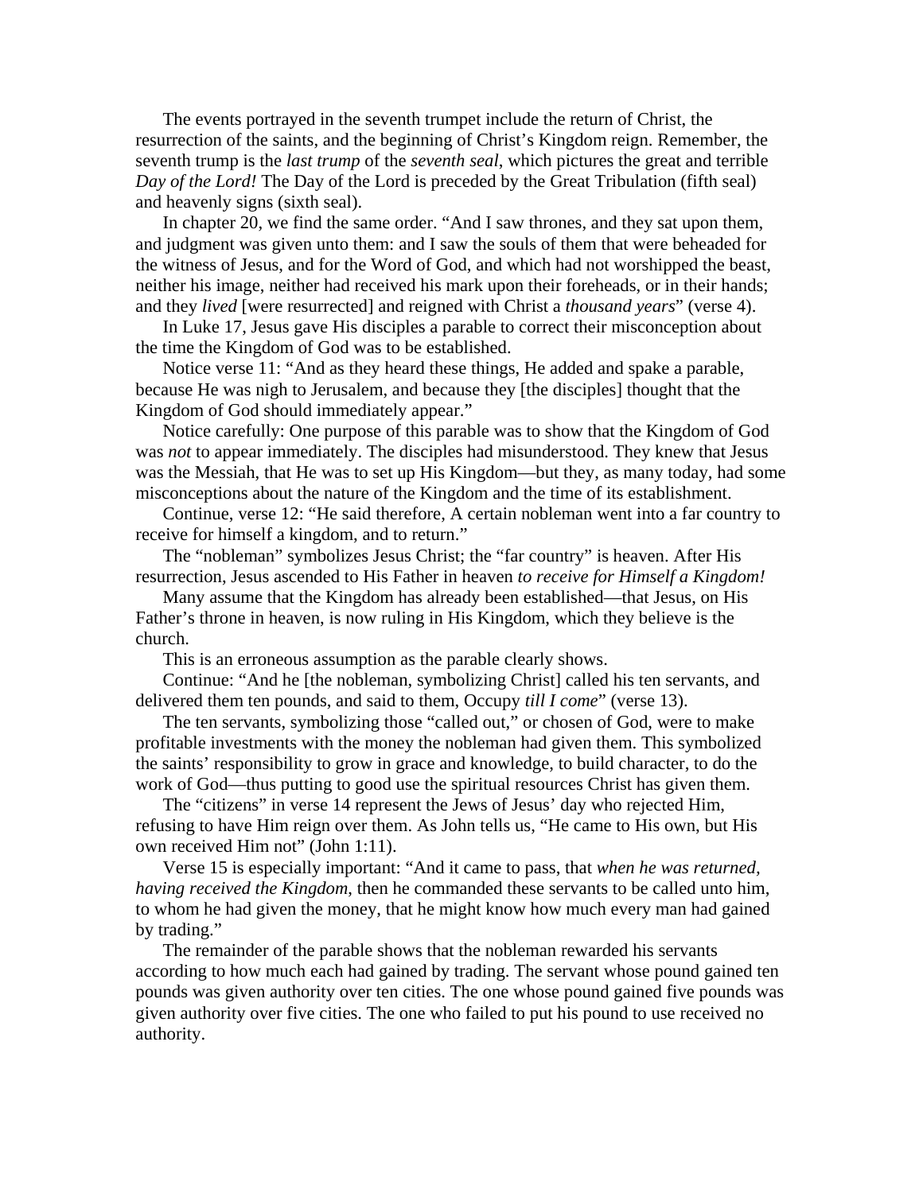The events portrayed in the seventh trumpet include the return of Christ, the resurrection of the saints, and the beginning of Christ's Kingdom reign. Remember, the seventh trump is the *last trump* of the *seventh seal*, which pictures the great and terrible *Day of the Lord!* The Day of the Lord is preceded by the Great Tribulation (fifth seal) and heavenly signs (sixth seal).

In chapter 20, we find the same order. "And I saw thrones, and they sat upon them, and judgment was given unto them: and I saw the souls of them that were beheaded for the witness of Jesus, and for the Word of God, and which had not worshipped the beast, neither his image, neither had received his mark upon their foreheads, or in their hands; and they *lived* [were resurrected] and reigned with Christ a *thousand years*" (verse 4).

In Luke 17, Jesus gave His disciples a parable to correct their misconception about the time the Kingdom of God was to be established.

Notice verse 11: "And as they heard these things, He added and spake a parable, because He was nigh to Jerusalem, and because they [the disciples] thought that the Kingdom of God should immediately appear."

Notice carefully: One purpose of this parable was to show that the Kingdom of God was *not* to appear immediately. The disciples had misunderstood. They knew that Jesus was the Messiah, that He was to set up His Kingdom—but they, as many today, had some misconceptions about the nature of the Kingdom and the time of its establishment.

Continue, verse 12: "He said therefore, A certain nobleman went into a far country to receive for himself a kingdom, and to return."

The "nobleman" symbolizes Jesus Christ; the "far country" is heaven. After His resurrection, Jesus ascended to His Father in heaven *to receive for Himself a Kingdom!*

Many assume that the Kingdom has already been established—that Jesus, on His Father's throne in heaven, is now ruling in His Kingdom, which they believe is the church.

This is an erroneous assumption as the parable clearly shows.

Continue: "And he [the nobleman, symbolizing Christ] called his ten servants, and delivered them ten pounds, and said to them, Occupy *till I come*" (verse 13).

The ten servants, symbolizing those "called out," or chosen of God, were to make profitable investments with the money the nobleman had given them. This symbolized the saints' responsibility to grow in grace and knowledge, to build character, to do the work of God—thus putting to good use the spiritual resources Christ has given them.

The "citizens" in verse 14 represent the Jews of Jesus' day who rejected Him, refusing to have Him reign over them. As John tells us, "He came to His own, but His own received Him not" (John 1:11).

Verse 15 is especially important: "And it came to pass, that *when he was returned, having received the Kingdom*, then he commanded these servants to be called unto him, to whom he had given the money, that he might know how much every man had gained by trading."

The remainder of the parable shows that the nobleman rewarded his servants according to how much each had gained by trading. The servant whose pound gained ten pounds was given authority over ten cities. The one whose pound gained five pounds was given authority over five cities. The one who failed to put his pound to use received no authority.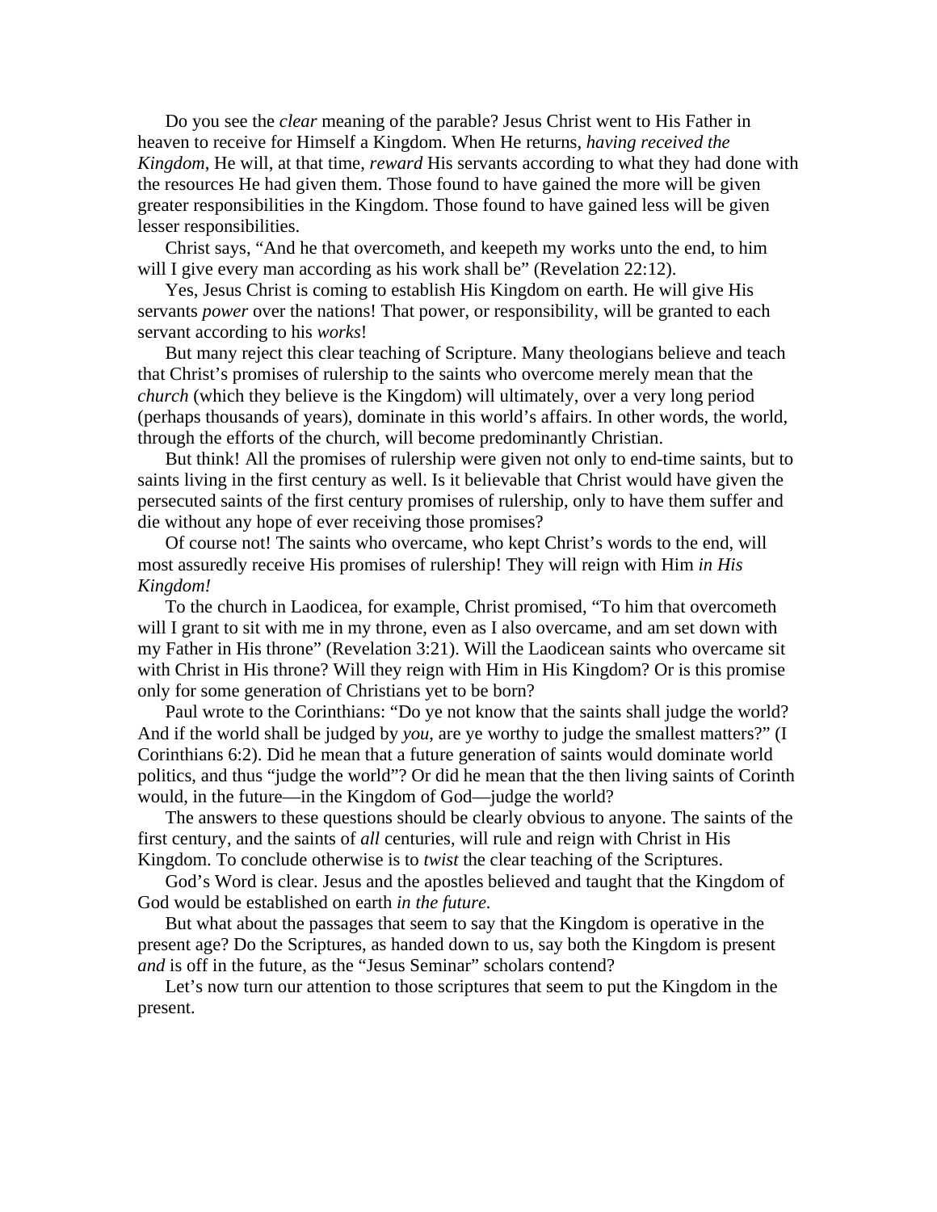Do you see the *clear* meaning of the parable? Jesus Christ went to His Father in heaven to receive for Himself a Kingdom. When He returns, *having received the Kingdom*, He will, at that time, *reward* His servants according to what they had done with the resources He had given them. Those found to have gained the more will be given greater responsibilities in the Kingdom. Those found to have gained less will be given lesser responsibilities.

Christ says, "And he that overcometh, and keepeth my works unto the end, to him will I give every man according as his work shall be" (Revelation 22:12).

Yes, Jesus Christ is coming to establish His Kingdom on earth. He will give His servants *power* over the nations! That power, or responsibility, will be granted to each servant according to his *works*!

But many reject this clear teaching of Scripture. Many theologians believe and teach that Christ's promises of rulership to the saints who overcome merely mean that the *church* (which they believe is the Kingdom) will ultimately, over a very long period (perhaps thousands of years), dominate in this world's affairs. In other words, the world, through the efforts of the church, will become predominantly Christian.

But think! All the promises of rulership were given not only to end-time saints, but to saints living in the first century as well. Is it believable that Christ would have given the persecuted saints of the first century promises of rulership, only to have them suffer and die without any hope of ever receiving those promises?

Of course not! The saints who overcame, who kept Christ's words to the end, will most assuredly receive His promises of rulership! They will reign with Him *in His Kingdom!*

To the church in Laodicea, for example, Christ promised, "To him that overcometh will I grant to sit with me in my throne, even as I also overcame, and am set down with my Father in His throne" (Revelation 3:21). Will the Laodicean saints who overcame sit with Christ in His throne? Will they reign with Him in His Kingdom? Or is this promise only for some generation of Christians yet to be born?

Paul wrote to the Corinthians: "Do ye not know that the saints shall judge the world? And if the world shall be judged by *you*, are ye worthy to judge the smallest matters?" (I Corinthians 6:2). Did he mean that a future generation of saints would dominate world politics, and thus "judge the world"? Or did he mean that the then living saints of Corinth would, in the future—in the Kingdom of God—judge the world?

The answers to these questions should be clearly obvious to anyone. The saints of the first century, and the saints of *all* centuries, will rule and reign with Christ in His Kingdom. To conclude otherwise is to *twist* the clear teaching of the Scriptures.

God's Word is clear. Jesus and the apostles believed and taught that the Kingdom of God would be established on earth *in the future*.

But what about the passages that seem to say that the Kingdom is operative in the present age? Do the Scriptures, as handed down to us, say both the Kingdom is present *and* is off in the future, as the "Jesus Seminar" scholars contend?

Let's now turn our attention to those scriptures that seem to put the Kingdom in the present.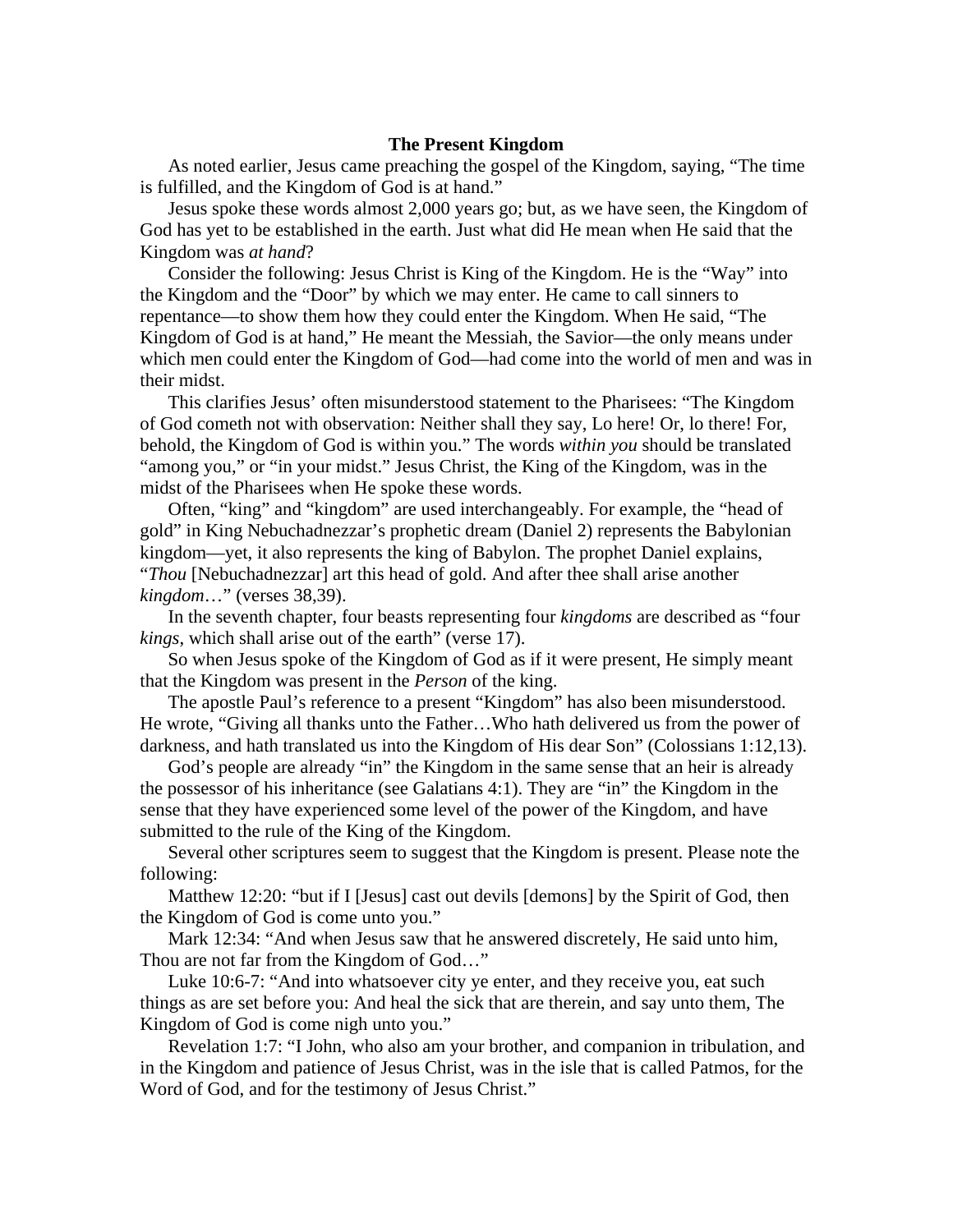## The Present Kingdom

As noted earlier, Jesus came preaching the gospel of the Kingdom, saying, "The time is fulfilled, and the Kingdom of God is at hand."

Jesus spoke these words almost 2,000 years go; but, as we have seen, the Kingdom of God has yet to be established in the earth. Just what did He mean when He said that the Kingdom was *at hand*?

Consider the following: Jesus Christ is King of the Kingdom. He is the "Way" into the Kingdom and the "Door" by which we may enter. He came to call sinners to repentance—to show them how they could enter the Kingdom. When He said, "The Kingdom of God is at hand," He meant the Messiah, the Savior—the only means under which men could enter the Kingdom of God—had come into the world of men and was in their midst.

This clarifies Jesus' often misunderstood statement to the Pharisees: "The Kingdom of God cometh not with observation: Neither shall they say, Lo here! Or, lo there! For, behold, the Kingdom of God is within you." The words *within you* should be translated "among you," or "in your midst." Jesus Christ, the King of the Kingdom, was in the midst of the Pharisees when He spoke these words.

Often, "king" and "kingdom" are used interchangeably. For example, the "head of gold" in King Nebuchadnezzar's prophetic dream (Daniel 2) represents the Babylonian kingdom—yet, it also represents the king of Babylon. The prophet Daniel explains, "*Thou* [Nebuchadnezzar] art this head of gold. And after thee shall arise another *kingdom*…" (verses 38,39).

In the seventh chapter, four beasts representing four *kingdoms* are described as "four *kings*, which shall arise out of the earth" (verse 17).

So when Jesus spoke of the Kingdom of God as if it were present, He simply meant that the Kingdom was present in the *Person* of the king.

The apostle Paul's reference to a present "Kingdom" has also been misunderstood. He wrote, "Giving all thanks unto the Father…Who hath delivered us from the power of darkness, and hath translated us into the Kingdom of His dear Son" (Colossians 1:12,13).

God's people are already "in" the Kingdom in the same sense that an heir is already the possessor of his inheritance (see Galatians 4:1). They are "in" the Kingdom in the sense that they have experienced some level of the power of the Kingdom, and have submitted to the rule of the King of the Kingdom.

Several other scriptures seem to suggest that the Kingdom is present. Please note the following:

Matthew 12:20: "but if I [Jesus] cast out devils [demons] by the Spirit of God, then the Kingdom of God is come unto you."

Mark 12:34: "And when Jesus saw that he answered discretely, He said unto him, Thou are not far from the Kingdom of God…"

Luke 10:6-7: "And into whatsoever city ye enter, and they receive you, eat such things as are set before you: And heal the sick that are therein, and say unto them, The Kingdom of God is come nigh unto you."

Revelation 1:7: "I John, who also am your brother, and companion in tribulation, and in the Kingdom and patience of Jesus Christ, was in the isle that is called Patmos, for the Word of God, and for the testimony of Jesus Christ."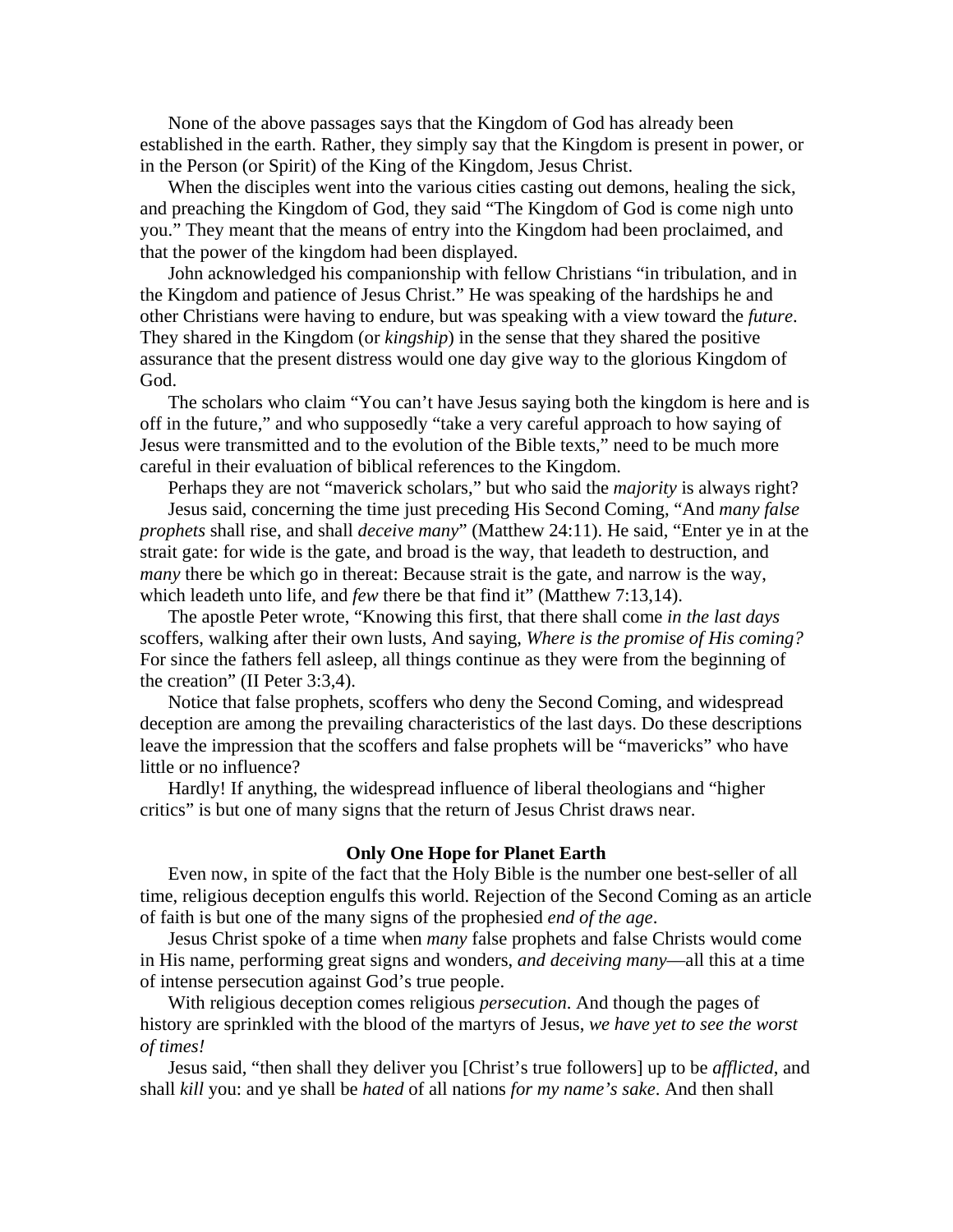None of the above passages says that the Kingdom of God has already been established in the earth. Rather, they simply say that the Kingdom is present in power, or in the Person (or Spirit) of the King of the Kingdom, Jesus Christ.

When the disciples went into the various cities casting out demons, healing the sick, and preaching the Kingdom of God, they said "The Kingdom of God is come nigh unto you." They meant that the means of entry into the Kingdom had been proclaimed, and that the power of the kingdom had been displayed.

John acknowledged his companionship with fellow Christians "in tribulation, and in the Kingdom and patience of Jesus Christ." He was speaking of the hardships he and other Christians were having to endure, but was speaking with a view toward the *future*. They shared in the Kingdom (or *kingship*) in the sense that they shared the positive assurance that the present distress would one day give way to the glorious Kingdom of God.

The scholars who claim "You can't have Jesus saying both the kingdom is here and is off in the future," and who supposedly "take a very careful approach to how saying of Jesus were transmitted and to the evolution of the Bible texts," need to be much more careful in their evaluation of biblical references to the Kingdom.

Perhaps they are not "maverick scholars," but who said the *majority* is always right?

Jesus said, concerning the time just preceding His Second Coming, "And *many false prophets* shall rise, and shall *deceive many*" (Matthew 24:11). He said, "Enter ye in at the strait gate: for wide is the gate, and broad is the way, that leadeth to destruction, and *many* there be which go in thereat: Because strait is the gate, and narrow is the way, which leadeth unto life, and *few* there be that find it" (Matthew 7:13,14).

The apostle Peter wrote, "Knowing this first, that there shall come *in the last days* scoffers, walking after their own lusts, And saying, *Where is the promise of His coming?* For since the fathers fell asleep, all things continue as they were from the beginning of the creation" (II Peter 3:3,4).

Notice that false prophets, scoffers who deny the Second Coming, and widespread deception are among the prevailing characteristics of the last days. Do these descriptions leave the impression that the scoffers and false prophets will be "mavericks" who have little or no influence?

Hardly! If anything, the widespread influence of liberal theologians and "higher critics" is but one of many signs that the return of Jesus Christ draws near.

### Only One Hope for Planet Earth

Even now, in spite of the fact that the Holy Bible is the number one best-seller of all time, religious deception engulfs this world. Rejection of the Second Coming as an article of faith is but one of the many signs of the prophesied *end of the age*.

Jesus Christ spoke of a time when *many* false prophets and false Christs would come in His name, performing great signs and wonders, *and deceiving many*—all this at a time of intense persecution against God's true people.

With religious deception comes religious *persecution*. And though the pages of history are sprinkled with the blood of the martyrs of Jesus, *we have yet to see the worst of times!*

Jesus said, "then shall they deliver you [Christ's true followers] up to be *afflicted*, and shall *kill* you: and ye shall be *hated* of all nations *for my name's sake*. And then shall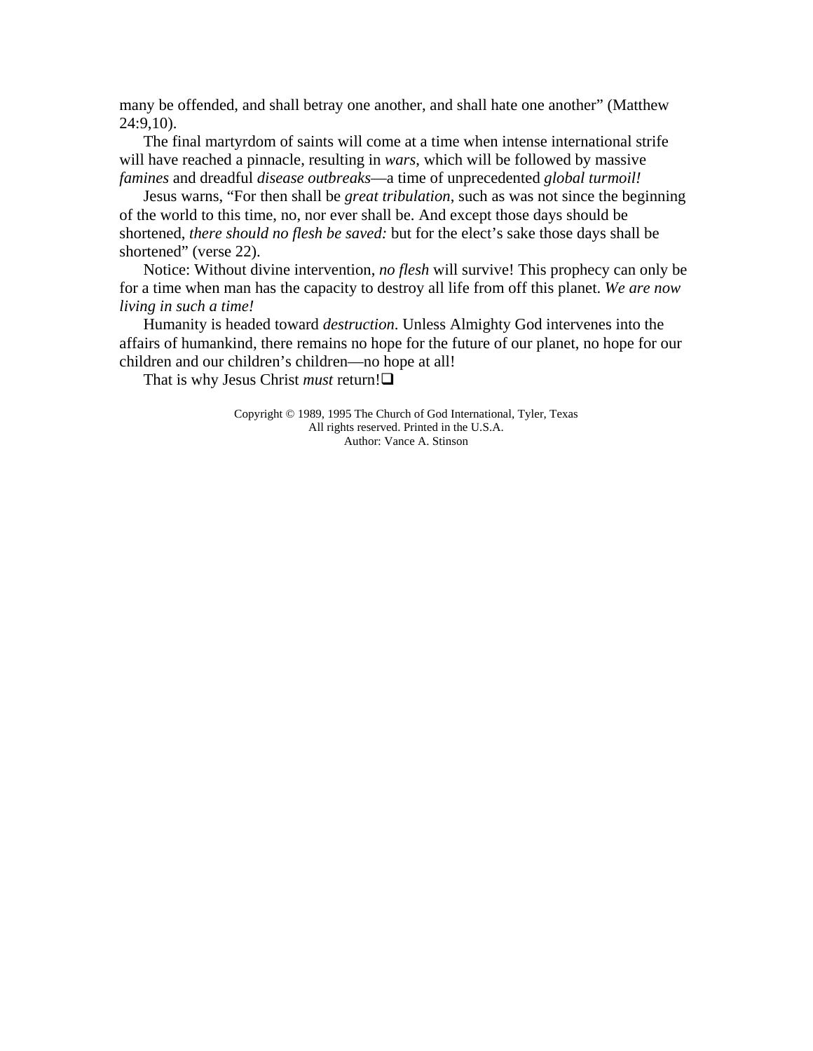many be offended, and shall betray one another, and shall hate one another" (Matthew 24:9,10).

The final martyrdom of saints will come at a time when intense international strife will have reached a pinnacle, resulting in *wars*, which will be followed by massive *famines* and dreadful *disease outbreaks*—a time of unprecedented *global turmoil!*

Jesus warns, "For then shall be *great tribulation*, such as was not since the beginning of the world to this time, no, nor ever shall be. And except those days should be shortened, *there should no flesh be saved:* but for the elect's sake those days shall be shortened" (verse 22).

Notice: Without divine intervention, *no flesh* will survive! This prophecy can only be for a time when man has the capacity to destroy all life from off this planet. *We are now living in such a time!*

Humanity is headed toward *destruction*. Unless Almighty God intervenes into the affairs of humankind, there remains no hope for the future of our planet, no hope for our children and our children's children—no hope at all!

That is why Jesus Christ *must* return!❑

Copyright © 1989, 1995 The Church of God International, Tyler, Texas
All rights reserved. Printed in the U.S.A.
Author: Vance A. Stinson